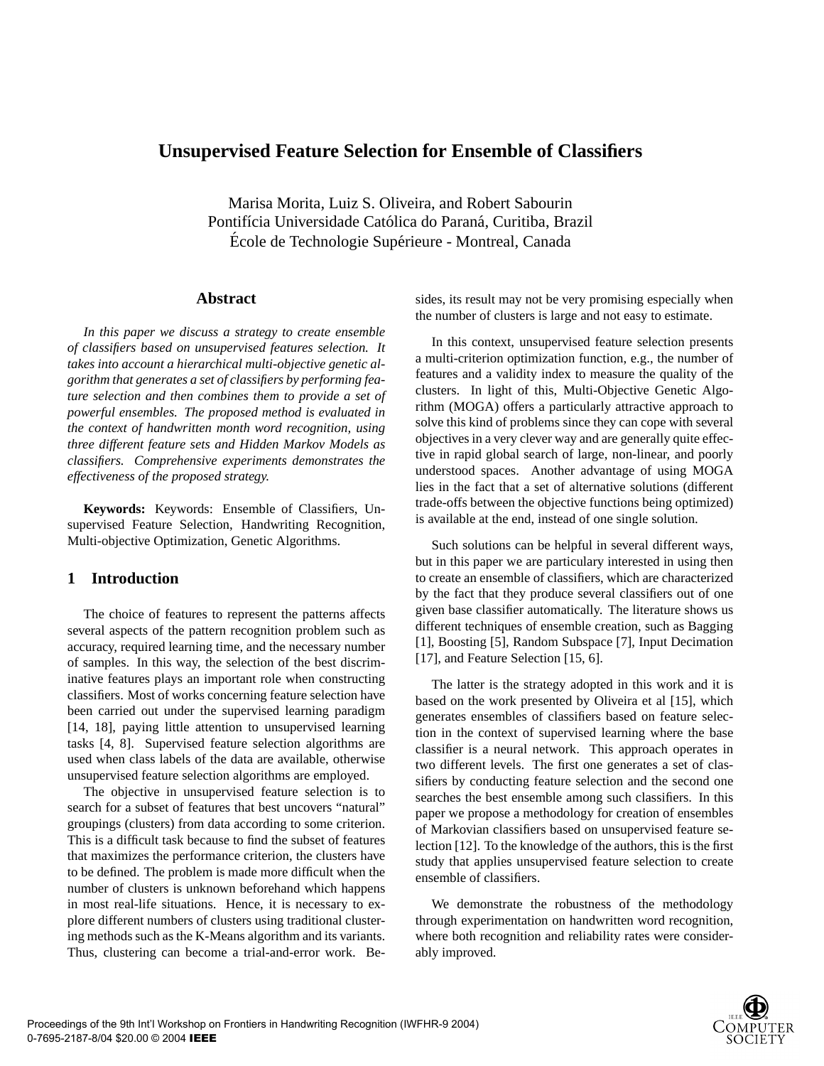# Unsupervised Feature Selection for Ensemble of Classifiers

Marisa Morita, Luiz S. Oliveira, and Robert Sabourin
Pontifícia Universidade Católica do Paraná, Curitiba, Brazil
École de Technologie Supérieure - Montreal, Canada

## Abstract

*In this paper we discuss a strategy to create ensemble of classifiers based on unsupervised features selection. It takes into account a hierarchical multi-objective genetic algorithm that generates a set of classifiers by performing feature selection and then combines them to provide a set of powerful ensembles. The proposed method is evaluated in the context of handwritten month word recognition, using three different feature sets and Hidden Markov Models as classifiers. Comprehensive experiments demonstrates the effectiveness of the proposed strategy.*

**Keywords:** Keywords: Ensemble of Classifiers, Unsupervised Feature Selection, Handwriting Recognition, Multi-objective Optimization, Genetic Algorithms.

## 1 Introduction

The choice of features to represent the patterns affects several aspects of the pattern recognition problem such as accuracy, required learning time, and the necessary number of samples. In this way, the selection of the best discriminative features plays an important role when constructing classifiers. Most of works concerning feature selection have been carried out under the supervised learning paradigm [14, 18], paying little attention to unsupervised learning tasks [4, 8]. Supervised feature selection algorithms are used when class labels of the data are available, otherwise unsupervised feature selection algorithms are employed.

The objective in unsupervised feature selection is to search for a subset of features that best uncovers "natural" groupings (clusters) from data according to some criterion. This is a difficult task because to find the subset of features that maximizes the performance criterion, the clusters have to be defined. The problem is made more difficult when the number of clusters is unknown beforehand which happens in most real-life situations. Hence, it is necessary to explore different numbers of clusters using traditional clustering methods such as the K-Means algorithm and its variants. Thus, clustering can become a trial-and-error work. Besides, its result may not be very promising especially when the number of clusters is large and not easy to estimate.

In this context, unsupervised feature selection presents a multi-criterion optimization function, e.g., the number of features and a validity index to measure the quality of the clusters. In light of this, Multi-Objective Genetic Algorithm (MOGA) offers a particularly attractive approach to solve this kind of problems since they can cope with several objectives in a very clever way and are generally quite effective in rapid global search of large, non-linear, and poorly understood spaces. Another advantage of using MOGA lies in the fact that a set of alternative solutions (different trade-offs between the objective functions being optimized) is available at the end, instead of one single solution.

Such solutions can be helpful in several different ways, but in this paper we are particulary interested in using then to create an ensemble of classifiers, which are characterized by the fact that they produce several classifiers out of one given base classifier automatically. The literature shows us different techniques of ensemble creation, such as Bagging [1], Boosting [5], Random Subspace [7], Input Decimation [17], and Feature Selection [15, 6].

The latter is the strategy adopted in this work and it is based on the work presented by Oliveira et al [15], which generates ensembles of classifiers based on feature selection in the context of supervised learning where the base classifier is a neural network. This approach operates in two different levels. The first one generates a set of classifiers by conducting feature selection and the second one searches the best ensemble among such classifiers. In this paper we propose a methodology for creation of ensembles of Markovian classifiers based on unsupervised feature selection [12]. To the knowledge of the authors, this is the first study that applies unsupervised feature selection to create ensemble of classifiers.

We demonstrate the robustness of the methodology through experimentation on handwritten word recognition, where both recognition and reliability rates were considerably improved.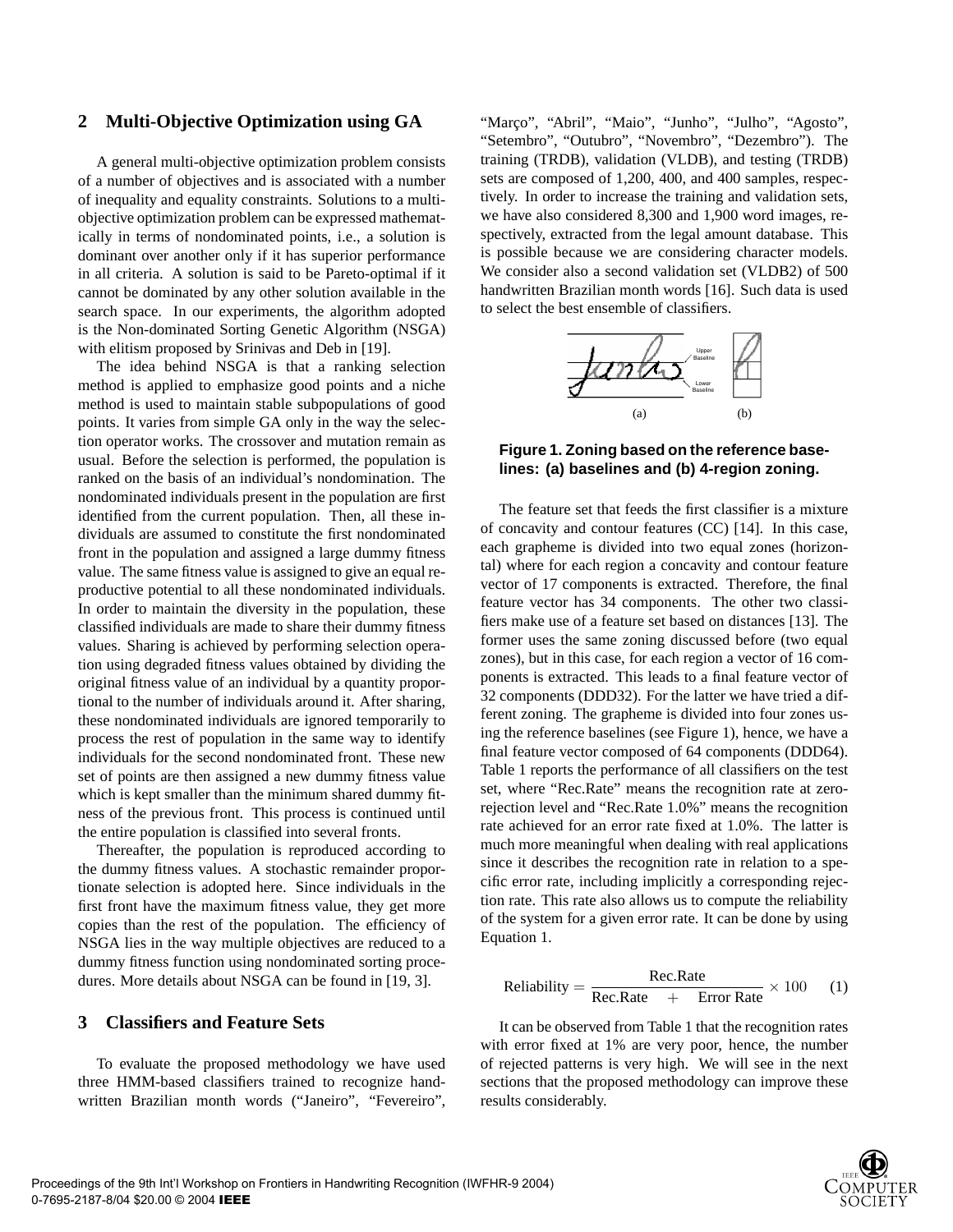## 2 Multi-Objective Optimization using GA

A general multi-objective optimization problem consists of a number of objectives and is associated with a number of inequality and equality constraints. Solutions to a multi-objective optimization problem can be expressed mathematically in terms of nondominated points, i.e., a solution is dominant over another only if it has superior performance in all criteria. A solution is said to be Pareto-optimal if it cannot be dominated by any other solution available in the search space. In our experiments, the algorithm adopted is the Non-dominated Sorting Genetic Algorithm (NSGA) with elitism proposed by Srinivas and Deb in [19].

The idea behind NSGA is that a ranking selection method is applied to emphasize good points and a niche method is used to maintain stable subpopulations of good points. It varies from simple GA only in the way the selection operator works. The crossover and mutation remain as usual. Before the selection is performed, the population is ranked on the basis of an individual's nondomination. The nondominated individuals present in the population are first identified from the current population. Then, all these individuals are assumed to constitute the first nondominated front in the population and assigned a large dummy fitness value. The same fitness value is assigned to give an equal reproductive potential to all these nondominated individuals. In order to maintain the diversity in the population, these classified individuals are made to share their dummy fitness values. Sharing is achieved by performing selection operation using degraded fitness values obtained by dividing the original fitness value of an individual by a quantity proportional to the number of individuals around it. After sharing, these nondominated individuals are ignored temporarily to process the rest of population in the same way to identify individuals for the second nondominated front. These new set of points are then assigned a new dummy fitness value which is kept smaller than the minimum shared dummy fitness of the previous front. This process is continued until the entire population is classified into several fronts.

Thereafter, the population is reproduced according to the dummy fitness values. A stochastic remainder proportionate selection is adopted here. Since individuals in the first front have the maximum fitness value, they get more copies than the rest of the population. The efficiency of NSGA lies in the way multiple objectives are reduced to a dummy fitness function using nondominated sorting procedures. More details about NSGA can be found in [19, 3].

## 3 Classifiers and Feature Sets

To evaluate the proposed methodology we have used three HMM-based classifiers trained to recognize handwritten Brazilian month words ("Janeiro", "Fevereiro", "Março", "Abril", "Maio", "Junho", "Julho", "Agosto", "Setembro", "Outubro", "Novembro", "Dezembro"). The training (TRDB), validation (VLDB), and testing (TRDB) sets are composed of 1,200, 400, and 400 samples, respectively. In order to increase the training and validation sets, we have also considered 8,300 and 1,900 word images, respectively, extracted from the legal amount database. This is possible because we are considering character models. We consider also a second validation set (VLDB2) of 500 handwritten Brazilian month words [16]. Such data is used to select the best ensemble of classifiers.

**Figure 1. Zoning based on the reference baselines: (a) baselines and (b) 4-region zoning.**

The feature set that feeds the first classifier is a mixture of concavity and contour features (CC) [14]. In this case, each grapheme is divided into two equal zones (horizontal) where for each region a concavity and contour feature vector of 17 components is extracted. Therefore, the final feature vector has 34 components. The other two classifiers make use of a feature set based on distances [13]. The former uses the same zoning discussed before (two equal zones), but in this case, for each region a vector of 16 components is extracted. This leads to a final feature vector of 32 components (DDD32). For the latter we have tried a different zoning. The grapheme is divided into four zones using the reference baselines (see Figure 1), hence, we have a final feature vector composed of 64 components (DDD64). Table 1 reports the performance of all classifiers on the test set, where "Rec.Rate" means the recognition rate at zero-rejection level and "Rec.Rate 1.0%" means the recognition rate achieved for an error rate fixed at 1.0%. The latter is much more meaningful when dealing with real applications since it describes the recognition rate in relation to a specific error rate, including implicitly a corresponding rejection rate. This rate also allows us to compute the reliability of the system for a given error rate. It can be done by using Equation 1.

$$\text{Reliability} = \frac{\text{Rec.Rate}}{\text{Rec.Rate} + \text{Error Rate}} \times 100 \quad (1)$$

It can be observed from Table 1 that the recognition rates with error fixed at 1% are very poor, hence, the number of rejected patterns is very high. We will see in the next sections that the proposed methodology can improve these results considerably.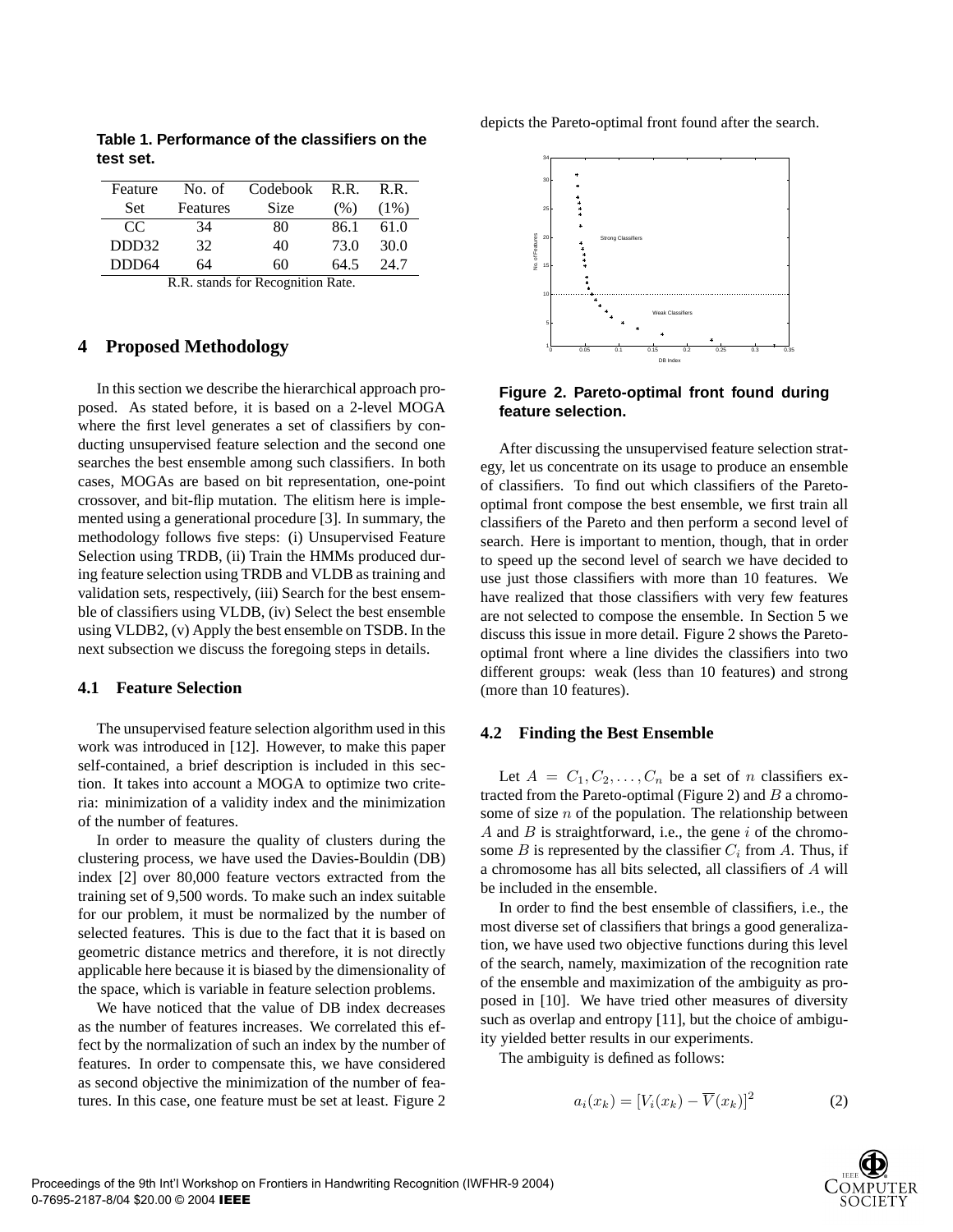**Table 1. Performance of the classifiers on the test set.**

| Feature Set | No. of Features | Codebook Size | R.R. (%) | R.R. (1%) |
|---|---|---|---|---|
| CC | 34 | 80 | 86.1 | 61.0 |
| DDD32 | 32 | 40 | 73.0 | 30.0 |
| DDD64 | 64 | 60 | 64.5 | 24.7 |

R.R. stands for Recognition Rate.

## 4 Proposed Methodology

In this section we describe the hierarchical approach proposed. As stated before, it is based on a 2-level MOGA where the first level generates a set of classifiers by conducting unsupervised feature selection and the second one searches the best ensemble among such classifiers. In both cases, MOGAs are based on bit representation, one-point crossover, and bit-flip mutation. The elitism here is implemented using a generational procedure [3]. In summary, the methodology follows five steps: (i) Unsupervised Feature Selection using TRDB, (ii) Train the HMMs produced during feature selection using TRDB and VLDB as training and validation sets, respectively, (iii) Search for the best ensemble of classifiers using VLDB, (iv) Select the best ensemble using VLDB2, (v) Apply the best ensemble on TSDB. In the next subsection we discuss the foregoing steps in details.

### 4.1 Feature Selection

The unsupervised feature selection algorithm used in this work was introduced in [12]. However, to make this paper self-contained, a brief description is included in this section. It takes into account a MOGA to optimize two criteria: minimization of a validity index and the minimization of the number of features.

In order to measure the quality of clusters during the clustering process, we have used the Davies-Bouldin (DB) index [2] over 80,000 feature vectors extracted from the training set of 9,500 words. To make such an index suitable for our problem, it must be normalized by the number of selected features. This is due to the fact that it is based on geometric distance metrics and therefore, it is not directly applicable here because it is biased by the dimensionality of the space, which is variable in feature selection problems.

We have noticed that the value of DB index decreases as the number of features increases. We correlated this effect by the normalization of such an index by the number of features. In order to compensate this, we have considered as second objective the minimization of the number of features. In this case, one feature must be set at least. Figure 2 depicts the Pareto-optimal front found after the search.

**Figure 2. Pareto-optimal front found during feature selection.**

After discussing the unsupervised feature selection strategy, let us concentrate on its usage to produce an ensemble of classifiers. To find out which classifiers of the Pareto-optimal front compose the best ensemble, we first train all classifiers of the Pareto and then perform a second level of search. Here is important to mention, though, that in order to speed up the second level of search we have decided to use just those classifiers with more than 10 features. We have realized that those classifiers with very few features are not selected to compose the ensemble. In Section 5 we discuss this issue in more detail. Figure 2 shows the Pareto-optimal front where a line divides the classifiers into two different groups: weak (less than 10 features) and strong (more than 10 features).

### 4.2 Finding the Best Ensemble

Let $A = C_1, C_2, \ldots, C_n$ be a set of $n$ classifiers extracted from the Pareto-optimal (Figure 2) and $B$ a chromosome of size $n$ of the population. The relationship between $A$ and $B$ is straightforward, i.e., the gene $i$ of the chromosome $B$ is represented by the classifier $C_i$ from $A$. Thus, if a chromosome has all bits selected, all classifiers of $A$ will be included in the ensemble.

In order to find the best ensemble of classifiers, i.e., the most diverse set of classifiers that brings a good generalization, we have used two objective functions during this level of the search, namely, maximization of the recognition rate of the ensemble and maximization of the ambiguity as proposed in [10]. We have tried other measures of diversity such as overlap and entropy [11], but the choice of ambiguity yielded better results in our experiments.

The ambiguity is defined as follows:

$$a_i(x_k) = [V_i(x_k) - \overline{V}(x_k)]^2 \qquad (2)$$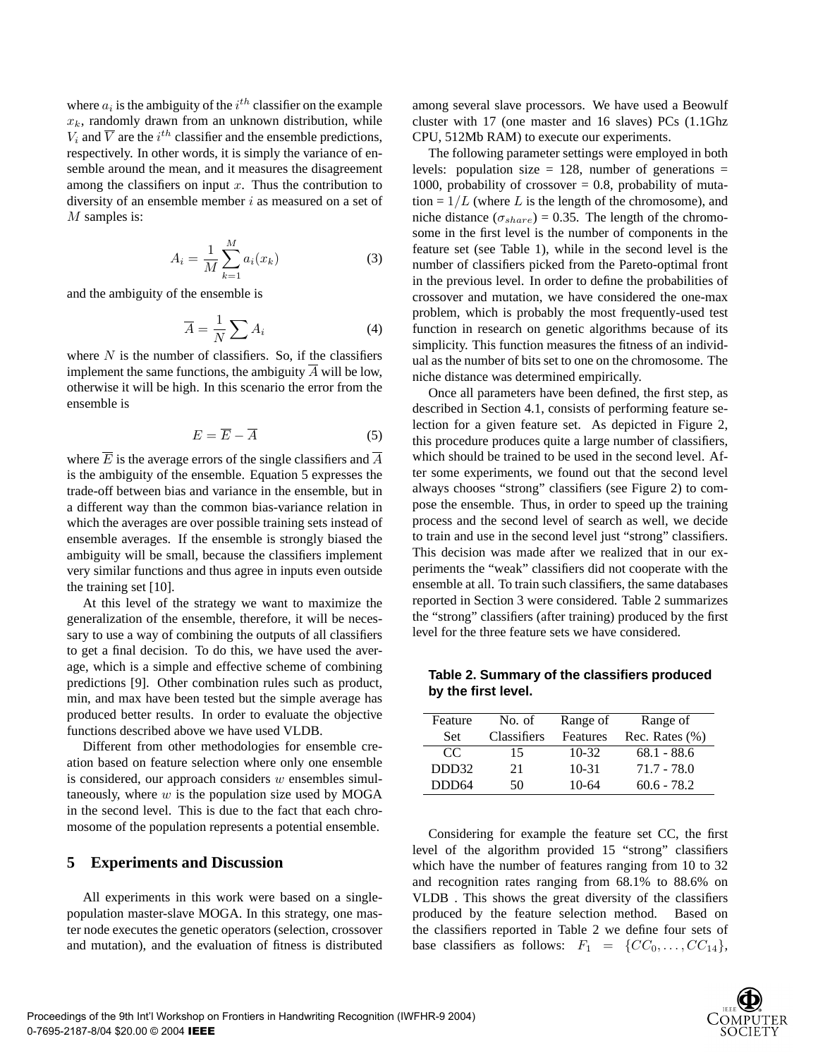where $a_i$ is the ambiguity of the $i^{th}$ classifier on the example $x_k$, randomly drawn from an unknown distribution, while $V_i$ and $\overline{V}$ are the $i^{th}$ classifier and the ensemble predictions, respectively. In other words, it is simply the variance of ensemble around the mean, and it measures the disagreement among the classifiers on input $x$. Thus the contribution to diversity of an ensemble member $i$ as measured on a set of $M$ samples is:

$$A_i = \frac{1}{M} \sum_{k=1}^{M} a_i(x_k) \tag{3}$$

and the ambiguity of the ensemble is

$$\overline{A} = \frac{1}{N} \sum A_i \tag{4}$$

where $N$ is the number of classifiers. So, if the classifiers implement the same functions, the ambiguity $\overline{A}$ will be low, otherwise it will be high. In this scenario the error from the ensemble is

$$E = \overline{E} - \overline{A} \tag{5}$$

where $\overline{E}$ is the average errors of the single classifiers and $\overline{A}$ is the ambiguity of the ensemble. Equation 5 expresses the trade-off between bias and variance in the ensemble, but in a different way than the common bias-variance relation in which the averages are over possible training sets instead of ensemble averages. If the ensemble is strongly biased the ambiguity will be small, because the classifiers implement very similar functions and thus agree in inputs even outside the training set [10].

At this level of the strategy we want to maximize the generalization of the ensemble, therefore, it will be necessary to use a way of combining the outputs of all classifiers to get a final decision. To do this, we have used the average, which is a simple and effective scheme of combining predictions [9]. Other combination rules such as product, min, and max have been tested but the simple average has produced better results. In order to evaluate the objective functions described above we have used VLDB.

Different from other methodologies for ensemble creation based on feature selection where only one ensemble is considered, our approach considers $w$ ensembles simultaneously, where $w$ is the population size used by MOGA in the second level. This is due to the fact that each chromosome of the population represents a potential ensemble.

## 5 Experiments and Discussion

All experiments in this work were based on a single-population master-slave MOGA. In this strategy, one master node executes the genetic operators (selection, crossover and mutation), and the evaluation of fitness is distributed among several slave processors. We have used a Beowulf cluster with 17 (one master and 16 slaves) PCs (1.1Ghz CPU, 512Mb RAM) to execute our experiments.

The following parameter settings were employed in both levels: population size = 128, number of generations = 1000, probability of crossover = 0.8, probability of mutation = $1/L$ (where $L$ is the length of the chromosome), and niche distance ($\sigma_{share}$) = 0.35. The length of the chromosome in the first level is the number of components in the feature set (see Table 1), while in the second level is the number of classifiers picked from the Pareto-optimal front in the previous level. In order to define the probabilities of crossover and mutation, we have considered the one-max problem, which is probably the most frequently-used test function in research on genetic algorithms because of its simplicity. This function measures the fitness of an individual as the number of bits set to one on the chromosome. The niche distance was determined empirically.

Once all parameters have been defined, the first step, as described in Section 4.1, consists of performing feature selection for a given feature set. As depicted in Figure 2, this procedure produces quite a large number of classifiers, which should be trained to be used in the second level. After some experiments, we found out that the second level always chooses "strong" classifiers (see Figure 2) to compose the ensemble. Thus, in order to speed up the training process and the second level of search as well, we decide to train and use in the second level just "strong" classifiers. This decision was made after we realized that in our experiments the "weak" classifiers did not cooperate with the ensemble at all. To train such classifiers, the same databases reported in Section 3 were considered. Table 2 summarizes the "strong" classifiers (after training) produced by the first level for the three feature sets we have considered.

**Table 2. Summary of the classifiers produced by the first level.**

| Feature Set | No. of Classifiers | Range of Features | Range of Rec. Rates (%) |
|---|---|---|---|
| CC | 15 | 10-32 | 68.1 - 88.6 |
| DDD32 | 21 | 10-31 | 71.7 - 78.0 |
| DDD64 | 50 | 10-64 | 60.6 - 78.2 |

Considering for example the feature set CC, the first level of the algorithm provided 15 "strong" classifiers which have the number of features ranging from 10 to 32 and recognition rates ranging from 68.1% to 88.6% on VLDB . This shows the great diversity of the classifiers produced by the feature selection method. Based on the classifiers reported in Table 2 we define four sets of base classifiers as follows: $F_1 = \{CC_0, \ldots, CC_{14}\}$,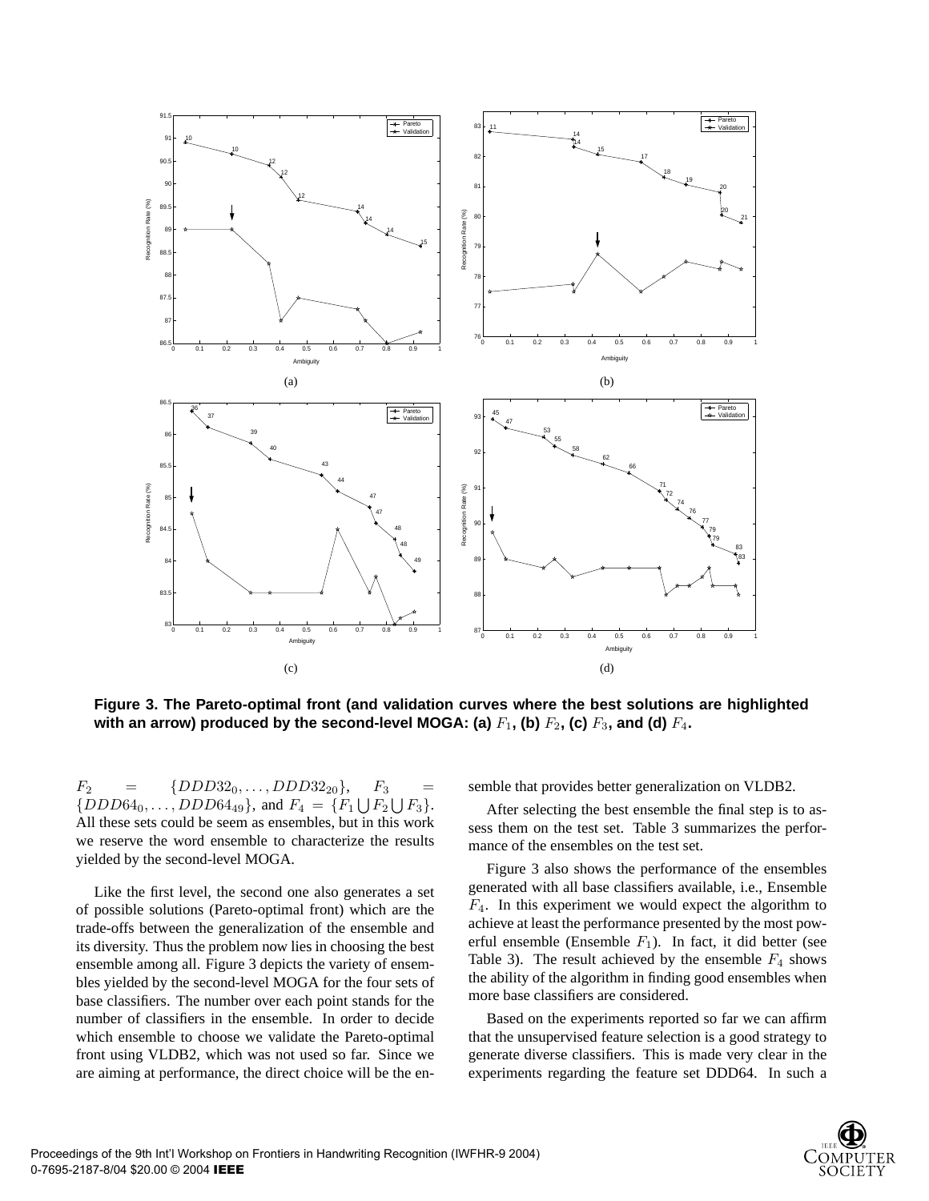Figure 3. The Pareto-optimal front (and validation curves where the best solutions are highlighted with an arrow) produced by the second-level MOGA: (a) $F_1$, (b) $F_2$, (c) $F_3$, and (d) $F_4$.

$F_2 = \{DDD32_0, \ldots, DDD32_{20}\}$, $F_3 = \{DDD64_0, \ldots, DDD64_{49}\}$, and $F_4 = \{F_1 \bigcup F_2 \bigcup F_3\}$. All these sets could be seem as ensembles, but in this work we reserve the word ensemble to characterize the results yielded by the second-level MOGA.

Like the first level, the second one also generates a set of possible solutions (Pareto-optimal front) which are the trade-offs between the generalization of the ensemble and its diversity. Thus the problem now lies in choosing the best ensemble among all. Figure 3 depicts the variety of ensembles yielded by the second-level MOGA for the four sets of base classifiers. The number over each point stands for the number of classifiers in the ensemble. In order to decide which ensemble to choose we validate the Pareto-optimal front using VLDB2, which was not used so far. Since we are aiming at performance, the direct choice will be the ensemble that provides better generalization on VLDB2.

After selecting the best ensemble the final step is to assess them on the test set. Table 3 summarizes the performance of the ensembles on the test set.

Figure 3 also shows the performance of the ensembles generated with all base classifiers available, i.e., Ensemble $F_4$. In this experiment we would expect the algorithm to achieve at least the performance presented by the most powerful ensemble (Ensemble $F_1$). In fact, it did better (see Table 3). The result achieved by the ensemble $F_4$ shows the ability of the algorithm in finding good ensembles when more base classifiers are considered.

Based on the experiments reported so far we can affirm that the unsupervised feature selection is a good strategy to generate diverse classifiers. This is made very clear in the experiments regarding the feature set DDD64. In such a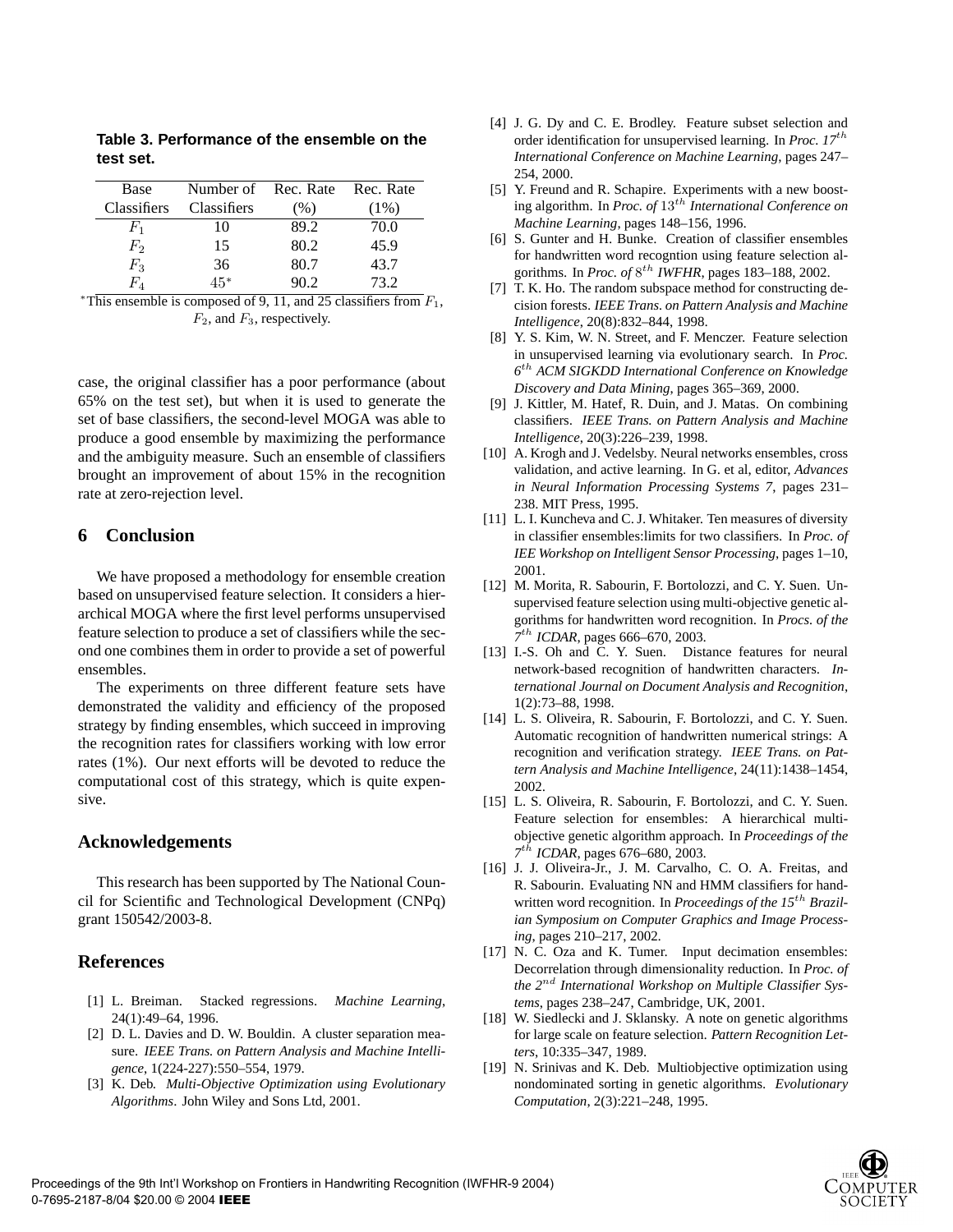**Table 3. Performance of the ensemble on the test set.**

| Base Classifiers | Number of Classifiers | Rec. Rate (%) | Rec. Rate (1%) |
|---|---|---|---|
| $F_1$ | 10 | 89.2 | 70.0 |
| $F_2$ | 15 | 80.2 | 45.9 |
| $F_3$ | 36 | 80.7 | 43.7 |
| $F_4$ | $45^*$ | 90.2 | 73.2 |

$^*$This ensemble is composed of 9, 11, and 25 classifiers from $F_1$, $F_2$, and $F_3$, respectively.

case, the original classifier has a poor performance (about 65% on the test set), but when it is used to generate the set of base classifiers, the second-level MOGA was able to produce a good ensemble by maximizing the performance and the ambiguity measure. Such an ensemble of classifiers brought an improvement of about 15% in the recognition rate at zero-rejection level.

## 6 Conclusion

We have proposed a methodology for ensemble creation based on unsupervised feature selection. It considers a hierarchical MOGA where the first level performs unsupervised feature selection to produce a set of classifiers while the second one combines them in order to provide a set of powerful ensembles.

The experiments on three different feature sets have demonstrated the validity and efficiency of the proposed strategy by finding ensembles, which succeed in improving the recognition rates for classifiers working with low error rates (1%). Our next efforts will be devoted to reduce the computational cost of this strategy, which is quite expensive.

## Acknowledgements

This research has been supported by The National Council for Scientific and Technological Development (CNPq) grant 150542/2003-8.

## References

[1] L. Breiman. Stacked regressions. *Machine Learning*, 24(1):49–64, 1996.

[2] D. L. Davies and D. W. Bouldin. A cluster separation measure. *IEEE Trans. on Pattern Analysis and Machine Intelligence*, 1(224-227):550–554, 1979.

[3] K. Deb. *Multi-Objective Optimization using Evolutionary Algorithms*. John Wiley and Sons Ltd, 2001.

[4] J. G. Dy and C. E. Brodley. Feature subset selection and order identification for unsupervised learning. In *Proc. $17^{th}$ International Conference on Machine Learning*, pages 247–254, 2000.

[5] Y. Freund and R. Schapire. Experiments with a new boosting algorithm. In *Proc. of $13^{th}$ International Conference on Machine Learning*, pages 148–156, 1996.

[6] S. Gunter and H. Bunke. Creation of classifier ensembles for handwritten word recogntion using feature selection algorithms. In *Proc. of $8^{th}$ IWFHR*, pages 183–188, 2002.

[7] T. K. Ho. The random subspace method for constructing decision forests. *IEEE Trans. on Pattern Analysis and Machine Intelligence*, 20(8):832–844, 1998.

[8] Y. S. Kim, W. N. Street, and F. Menczer. Feature selection in unsupervised learning via evolutionary search. In *Proc. $6^{th}$ ACM SIGKDD International Conference on Knowledge Discovery and Data Mining*, pages 365–369, 2000.

[9] J. Kittler, M. Hatef, R. Duin, and J. Matas. On combining classifiers. *IEEE Trans. on Pattern Analysis and Machine Intelligence*, 20(3):226–239, 1998.

[10] A. Krogh and J. Vedelsby. Neural networks ensembles, cross validation, and active learning. In G. et al, editor, *Advances in Neural Information Processing Systems 7*, pages 231–238. MIT Press, 1995.

[11] L. I. Kuncheva and C. J. Whitaker. Ten measures of diversity in classifier ensembles:limits for two classifiers. In *Proc. of IEE Workshop on Intelligent Sensor Processing*, pages 1–10, 2001.

[12] M. Morita, R. Sabourin, F. Bortolozzi, and C. Y. Suen. Unsupervised feature selection using multi-objective genetic algorithms for handwritten word recognition. In *Procs. of the $7^{th}$ ICDAR*, pages 666–670, 2003.

[13] I.-S. Oh and C. Y. Suen. Distance features for neural network-based recognition of handwritten characters. *International Journal on Document Analysis and Recognition*, 1(2):73–88, 1998.

[14] L. S. Oliveira, R. Sabourin, F. Bortolozzi, and C. Y. Suen. Automatic recognition of handwritten numerical strings: A recognition and verification strategy. *IEEE Trans. on Pattern Analysis and Machine Intelligence*, 24(11):1438–1454, 2002.

[15] L. S. Oliveira, R. Sabourin, F. Bortolozzi, and C. Y. Suen. Feature selection for ensembles: A hierarchical multi-objective genetic algorithm approach. In *Proceedings of the $7^{th}$ ICDAR*, pages 676–680, 2003.

[16] J. J. Oliveira-Jr., J. M. Carvalho, C. O. A. Freitas, and R. Sabourin. Evaluating NN and HMM classifiers for handwritten word recognition. In *Proceedings of the $15^{th}$ Brazilian Symposium on Computer Graphics and Image Processing*, pages 210–217, 2002.

[17] N. C. Oza and K. Tumer. Input decimation ensembles: Decorrelation through dimensionality reduction. In *Proc. of the $2^{nd}$ International Workshop on Multiple Classifier Systems*, pages 238–247, Cambridge, UK, 2001.

[18] W. Siedlecki and J. Sklansky. A note on genetic algorithms for large scale on feature selection. *Pattern Recognition Letters*, 10:335–347, 1989.

[19] N. Srinivas and K. Deb. Multiobjective optimization using nondominated sorting in genetic algorithms. *Evolutionary Computation*, 2(3):221–248, 1995.